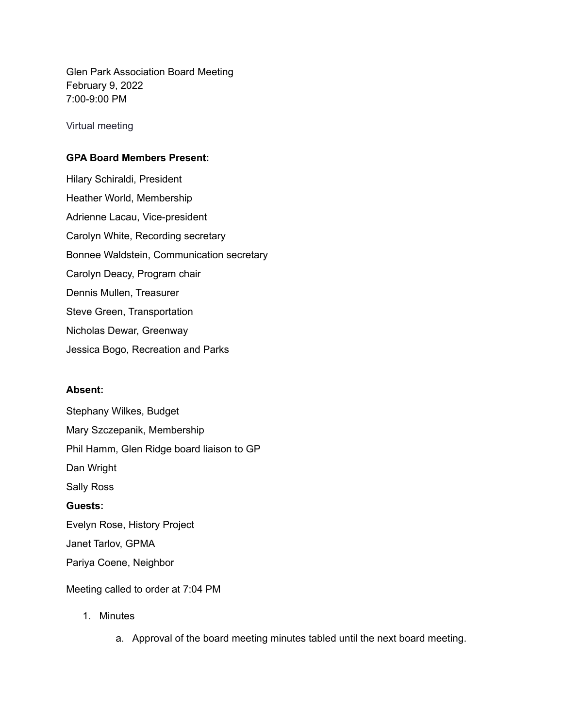Glen Park Association Board Meeting
February 9, 2022
7:00-9:00 PM

Virtual meeting

**GPA Board Members Present:**

Hilary Schiraldi, President

Heather World, Membership

Adrienne Lacau, Vice-president

Carolyn White, Recording secretary

Bonnee Waldstein, Communication secretary

Carolyn Deacy, Program chair

Dennis Mullen, Treasurer

Steve Green, Transportation

Nicholas Dewar, Greenway

Jessica Bogo, Recreation and Parks

**Absent:**

Stephany Wilkes, Budget

Mary Szczepanik, Membership

Phil Hamm, Glen Ridge board liaison to GP

Dan Wright

Sally Ross

**Guests:**

Evelyn Rose, History Project

Janet Tarlov, GPMA

Pariya Coene, Neighbor

Meeting called to order at 7:04 PM

1. Minutes
    a. Approval of the board meeting minutes tabled until the next board meeting.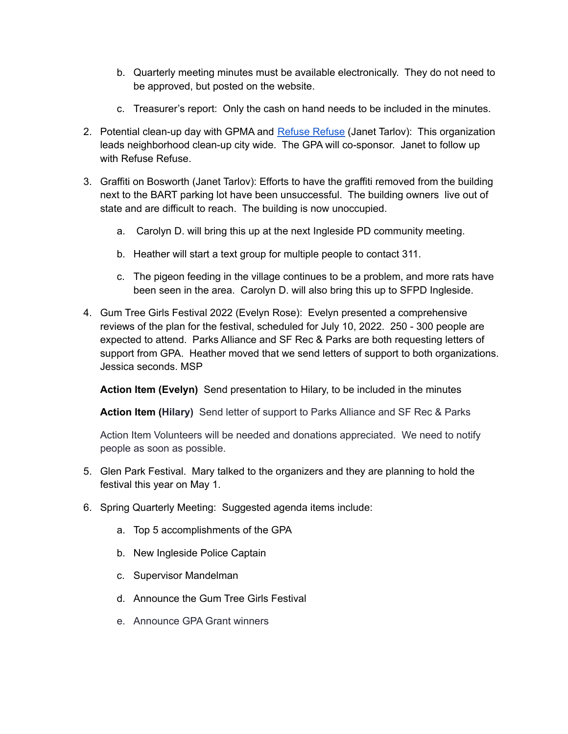b. Quarterly meeting minutes must be available electronically. They do not need to be approved, but posted on the website.

   c. Treasurer's report: Only the cash on hand needs to be included in the minutes.

2. Potential clean-up day with GPMA and [Refuse Refuse]() (Janet Tarlov): This organization leads neighborhood clean-up city wide. The GPA will co-sponsor. Janet to follow up with Refuse Refuse.

3. Graffiti on Bosworth (Janet Tarlov): Efforts to have the graffiti removed from the building next to the BART parking lot have been unsuccessful. The building owners live out of state and are difficult to reach. The building is now unoccupied.

   a. Carolyn D. will bring this up at the next Ingleside PD community meeting.

   b. Heather will start a text group for multiple people to contact 311.

   c. The pigeon feeding in the village continues to be a problem, and more rats have been seen in the area. Carolyn D. will also bring this up to SFPD Ingleside.

4. Gum Tree Girls Festival 2022 (Evelyn Rose): Evelyn presented a comprehensive reviews of the plan for the festival, scheduled for July 10, 2022. 250 - 300 people are expected to attend. Parks Alliance and SF Rec & Parks are both requesting letters of support from GPA. Heather moved that we send letters of support to both organizations. Jessica seconds. MSP

   **Action Item (Evelyn)** Send presentation to Hilary, to be included in the minutes

   **Action Item (Hilary)** Send letter of support to Parks Alliance and SF Rec & Parks

   Action Item Volunteers will be needed and donations appreciated. We need to notify people as soon as possible.

5. Glen Park Festival. Mary talked to the organizers and they are planning to hold the festival this year on May 1.

6. Spring Quarterly Meeting: Suggested agenda items include:

   a. Top 5 accomplishments of the GPA

   b. New Ingleside Police Captain

   c. Supervisor Mandelman

   d. Announce the Gum Tree Girls Festival

   e. Announce GPA Grant winners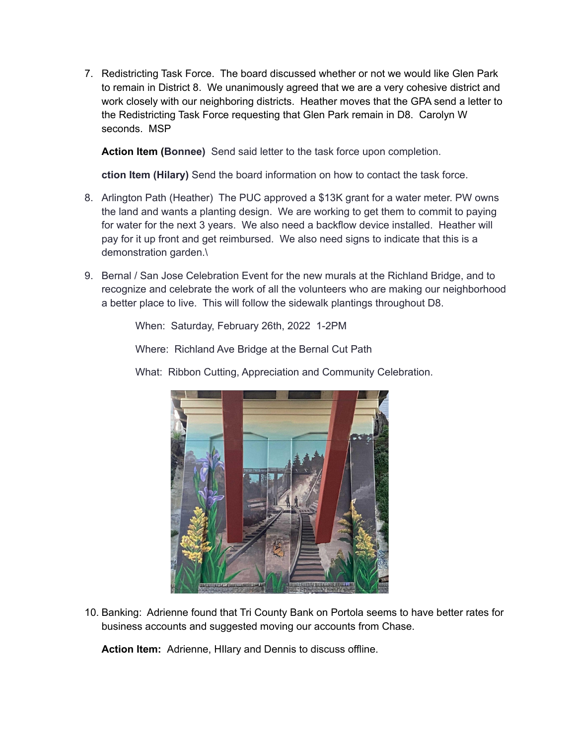7. Redistricting Task Force. The board discussed whether or not we would like Glen Park to remain in District 8. We unanimously agreed that we are a very cohesive district and work closely with our neighboring districts. Heather moves that the GPA send a letter to the Redistricting Task Force requesting that Glen Park remain in D8. Carolyn W seconds. MSP

   **Action Item (Bonnee)** Send said letter to the task force upon completion.

   **ction Item (Hilary)** Send the board information on how to contact the task force.

8. Arlington Path (Heather) The PUC approved a $13K grant for a water meter. PW owns the land and wants a planting design. We are working to get them to commit to paying for water for the next 3 years. We also need a backflow device installed. Heather will pay for it up front and get reimbursed. We also need signs to indicate that this is a demonstration garden.\

9. Bernal / San Jose Celebration Event for the new murals at the Richland Bridge, and to recognize and celebrate the work of all the volunteers who are making our neighborhood a better place to live. This will follow the sidewalk plantings throughout D8.

   When: Saturday, February 26th, 2022 1-2PM

   Where: Richland Ave Bridge at the Bernal Cut Path

   What: Ribbon Cutting, Appreciation and Community Celebration.

10. Banking: Adrienne found that Tri County Bank on Portola seems to have better rates for business accounts and suggested moving our accounts from Chase.

    **Action Item:** Adrienne, HIlary and Dennis to discuss offline.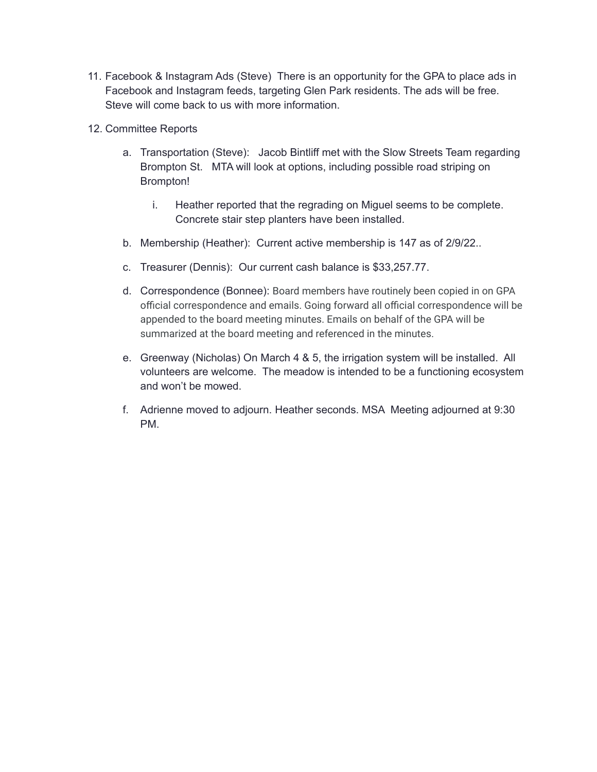11. Facebook & Instagram Ads (Steve) There is an opportunity for the GPA to place ads in Facebook and Instagram feeds, targeting Glen Park residents. The ads will be free. Steve will come back to us with more information.

12. Committee Reports

    a. Transportation (Steve): Jacob Bintliff met with the Slow Streets Team regarding Brompton St. MTA will look at options, including possible road striping on Brompton!

        i. Heather reported that the regrading on Miguel seems to be complete. Concrete stair step planters have been installed.

    b. Membership (Heather): Current active membership is 147 as of 2/9/22..

    c. Treasurer (Dennis): Our current cash balance is $33,257.77.

    d. Correspondence (Bonnee): Board members have routinely been copied in on GPA official correspondence and emails. Going forward all official correspondence will be appended to the board meeting minutes. Emails on behalf of the GPA will be summarized at the board meeting and referenced in the minutes.

    e. Greenway (Nicholas) On March 4 & 5, the irrigation system will be installed. All volunteers are welcome. The meadow is intended to be a functioning ecosystem and won't be mowed.

    f. Adrienne moved to adjourn. Heather seconds. MSA Meeting adjourned at 9:30 PM.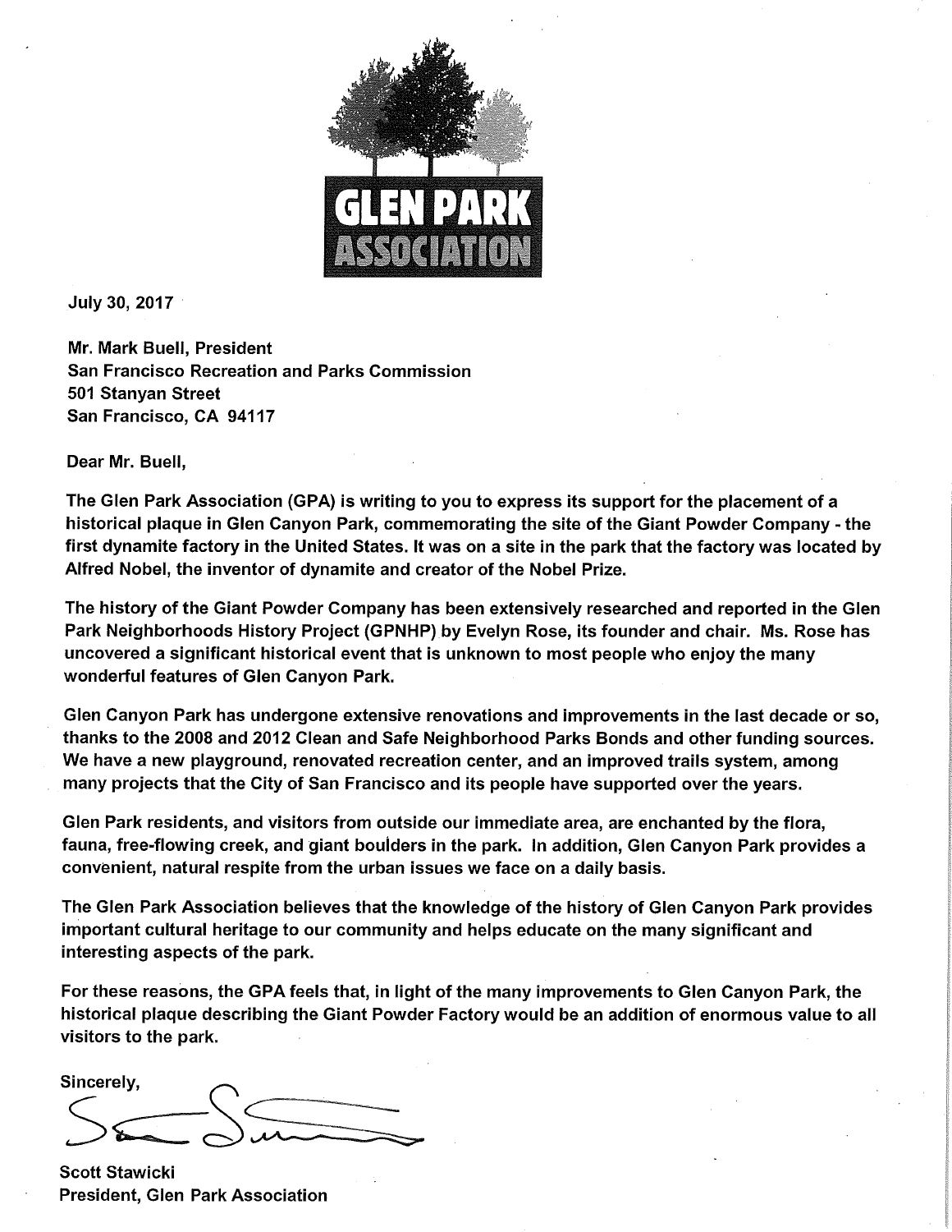GLEN PARK
ASSOCIATION

July 30, 2017

Mr. Mark Buell, President
San Francisco Recreation and Parks Commission
501 Stanyan Street
San Francisco, CA 94117

Dear Mr. Buell,

The Glen Park Association (GPA) is writing to you to express its support for the placement of a historical plaque in Glen Canyon Park, commemorating the site of the Giant Powder Company - the first dynamite factory in the United States. It was on a site in the park that the factory was located by Alfred Nobel, the inventor of dynamite and creator of the Nobel Prize.

The history of the Giant Powder Company has been extensively researched and reported in the Glen Park Neighborhoods History Project (GPNHP) by Evelyn Rose, its founder and chair. Ms. Rose has uncovered a significant historical event that is unknown to most people who enjoy the many wonderful features of Glen Canyon Park.

Glen Canyon Park has undergone extensive renovations and improvements in the last decade or so, thanks to the 2008 and 2012 Clean and Safe Neighborhood Parks Bonds and other funding sources. We have a new playground, renovated recreation center, and an improved trails system, among many projects that the City of San Francisco and its people have supported over the years.

Glen Park residents, and visitors from outside our immediate area, are enchanted by the flora, fauna, free-flowing creek, and giant boulders in the park. In addition, Glen Canyon Park provides a convenient, natural respite from the urban issues we face on a daily basis.

The Glen Park Association believes that the knowledge of the history of Glen Canyon Park provides important cultural heritage to our community and helps educate on the many significant and interesting aspects of the park.

For these reasons, the GPA feels that, in light of the many improvements to Glen Canyon Park, the historical plaque describing the Giant Powder Factory would be an addition of enormous value to all visitors to the park.

Sincerely,

Scott Stawicki
President, Glen Park Association